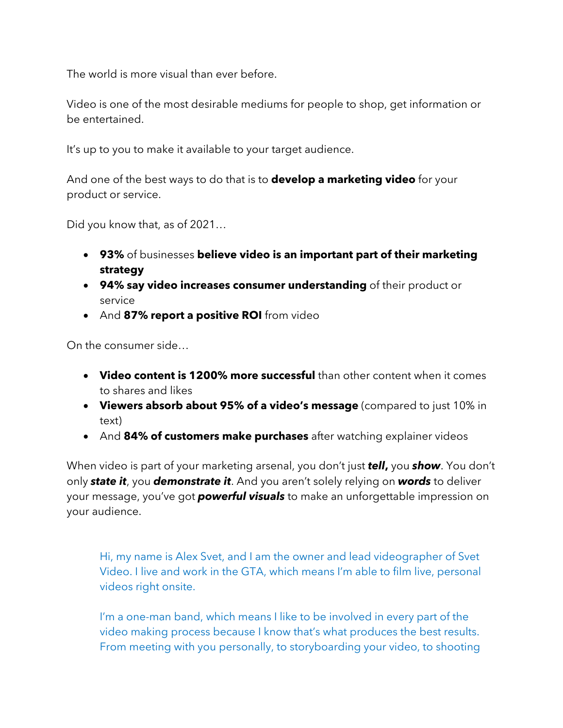The world is more visual than ever before.

Video is one of the most desirable mediums for people to shop, get information or be entertained.

It's up to you to make it available to your target audience.

And one of the best ways to do that is to **develop a marketing video** for your product or service.

Did you know that, as of 2021…

- **93%** of businesses **believe video is an important part of their marketing strategy**
- **94% say video increases consumer understanding** of their product or service
- And **87% report a positive ROI** from video

On the consumer side…

- **Video content is 1200% more successful** than other content when it comes to shares and likes
- **Viewers absorb about 95% of a video's message** (compared to just 10% in text)
- And **84% of customers make purchases** after watching explainer videos

When video is part of your marketing arsenal, you don't just ***tell*,** you ***show***. You don't only ***state it***, you ***demonstrate it***. And you aren't solely relying on ***words*** to deliver your message, you've got ***powerful visuals*** to make an unforgettable impression on your audience.

> Hi, my name is Alex Svet, and I am the owner and lead videographer of Svet Video. I live and work in the GTA, which means I'm able to film live, personal videos right onsite.
>
> I'm a one-man band, which means I like to be involved in every part of the video making process because I know that's what produces the best results. From meeting with you personally, to storyboarding your video, to shooting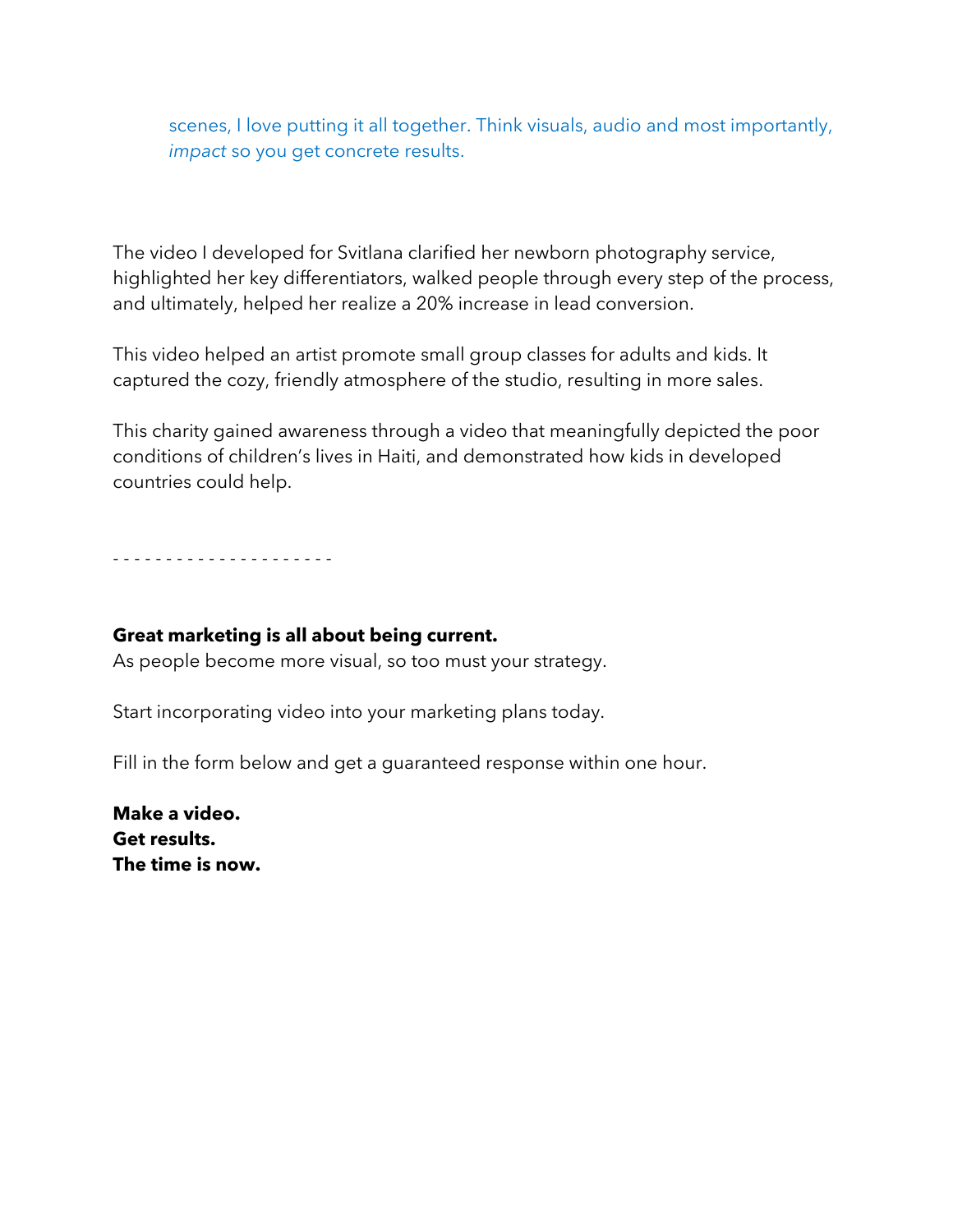scenes, I love putting it all together. Think visuals, audio and most importantly, *impact* so you get concrete results.

The video I developed for Svitlana clarified her newborn photography service, highlighted her key differentiators, walked people through every step of the process, and ultimately, helped her realize a 20% increase in lead conversion.

This video helped an artist promote small group classes for adults and kids. It captured the cozy, friendly atmosphere of the studio, resulting in more sales.

This charity gained awareness through a video that meaningfully depicted the poor conditions of children's lives in Haiti, and demonstrated how kids in developed countries could help.

- - - - - - - - - - - - - - - - - - - - -

**Great marketing is all about being current.**
As people become more visual, so too must your strategy.

Start incorporating video into your marketing plans today.

Fill in the form below and get a guaranteed response within one hour.

**Make a video.**
**Get results.**
**The time is now.**